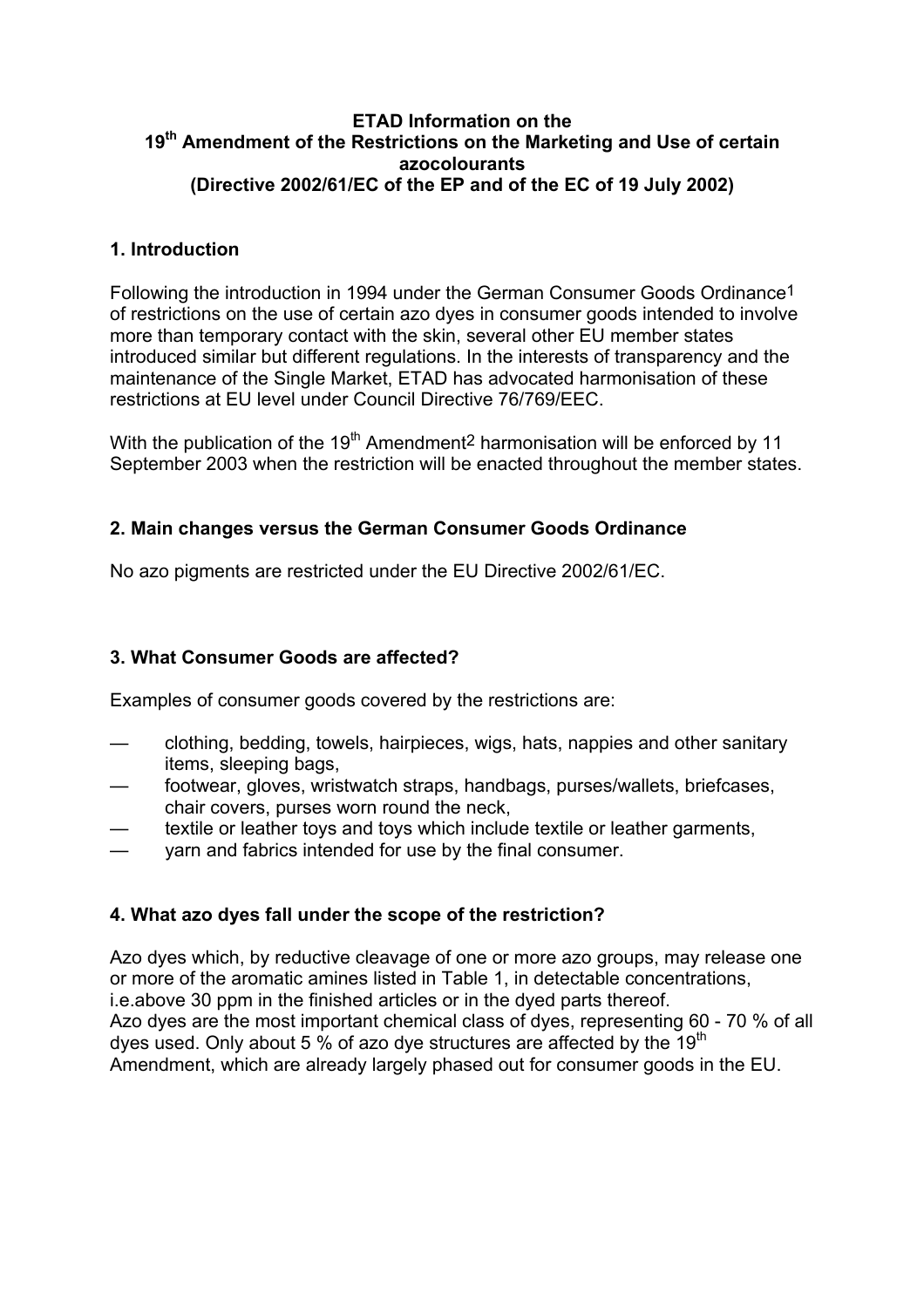**ETAD Information on the**
**19th Amendment of the Restrictions on the Marketing and Use of certain azocolourants**
**(Directive 2002/61/EC of the EP and of the EC of 19 July 2002)**

## 1. Introduction

Following the introduction in 1994 under the German Consumer Goods Ordinance[1] of restrictions on the use of certain azo dyes in consumer goods intended to involve more than temporary contact with the skin, several other EU member states introduced similar but different regulations. In the interests of transparency and the maintenance of the Single Market, ETAD has advocated harmonisation of these restrictions at EU level under Council Directive 76/769/EEC.

With the publication of the 19th Amendment[2] harmonisation will be enforced by 11 September 2003 when the restriction will be enacted throughout the member states.

## 2. Main changes versus the German Consumer Goods Ordinance

No azo pigments are restricted under the EU Directive 2002/61/EC.

## 3. What Consumer Goods are affected?

Examples of consumer goods covered by the restrictions are:

- clothing, bedding, towels, hairpieces, wigs, hats, nappies and other sanitary items, sleeping bags,
- footwear, gloves, wristwatch straps, handbags, purses/wallets, briefcases, chair covers, purses worn round the neck,
- textile or leather toys and toys which include textile or leather garments,
- yarn and fabrics intended for use by the final consumer.

## 4. What azo dyes fall under the scope of the restriction?

Azo dyes which, by reductive cleavage of one or more azo groups, may release one or more of the aromatic amines listed in Table 1, in detectable concentrations, i.e.above 30 ppm in the finished articles or in the dyed parts thereof.
Azo dyes are the most important chemical class of dyes, representing 60 - 70 % of all dyes used. Only about 5 % of azo dye structures are affected by the 19th Amendment, which are already largely phased out for consumer goods in the EU.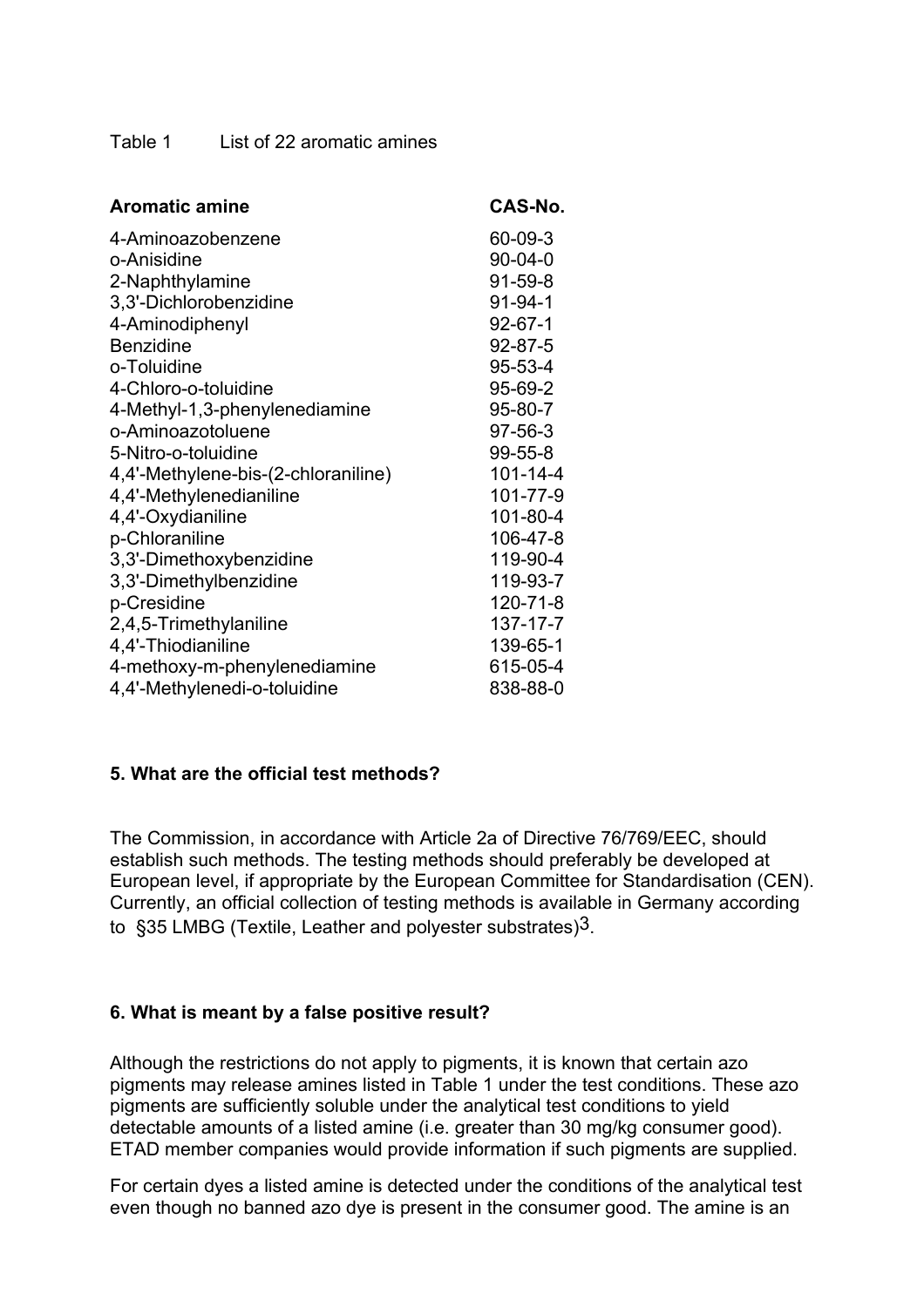Table 1 List of 22 aromatic amines

| Aromatic amine | CAS-No. |
| --- | --- |
| 4-Aminoazobenzene | 60-09-3 |
| o-Anisidine | 90-04-0 |
| 2-Naphthylamine | 91-59-8 |
| 3,3'-Dichlorobenzidine | 91-94-1 |
| 4-Aminodiphenyl | 92-67-1 |
| Benzidine | 92-87-5 |
| o-Toluidine | 95-53-4 |
| 4-Chloro-o-toluidine | 95-69-2 |
| 4-Methyl-1,3-phenylenediamine | 95-80-7 |
| o-Aminoazotoluene | 97-56-3 |
| 5-Nitro-o-toluidine | 99-55-8 |
| 4,4'-Methylene-bis-(2-chloraniline) | 101-14-4 |
| 4,4'-Methylenedianiline | 101-77-9 |
| 4,4'-Oxydianiline | 101-80-4 |
| p-Chloraniline | 106-47-8 |
| 3,3'-Dimethoxybenzidine | 119-90-4 |
| 3,3'-Dimethylbenzidine | 119-93-7 |
| p-Cresidine | 120-71-8 |
| 2,4,5-Trimethylaniline | 137-17-7 |
| 4,4'-Thiodianiline | 139-65-1 |
| 4-methoxy-m-phenylenediamine | 615-05-4 |
| 4,4'-Methylenedi-o-toluidine | 838-88-0 |

**5. What are the official test methods?**

The Commission, in accordance with Article 2a of Directive 76/769/EEC, should establish such methods. The testing methods should preferably be developed at European level, if appropriate by the European Committee for Standardisation (CEN). Currently, an official collection of testing methods is available in Germany according to §35 LMBG (Textile, Leather and polyester substrates)[3].

**6. What is meant by a false positive result?**

Although the restrictions do not apply to pigments, it is known that certain azo pigments may release amines listed in Table 1 under the test conditions. These azo pigments are sufficiently soluble under the analytical test conditions to yield detectable amounts of a listed amine (i.e. greater than 30 mg/kg consumer good). ETAD member companies would provide information if such pigments are supplied.

For certain dyes a listed amine is detected under the conditions of the analytical test even though no banned azo dye is present in the consumer good. The amine is an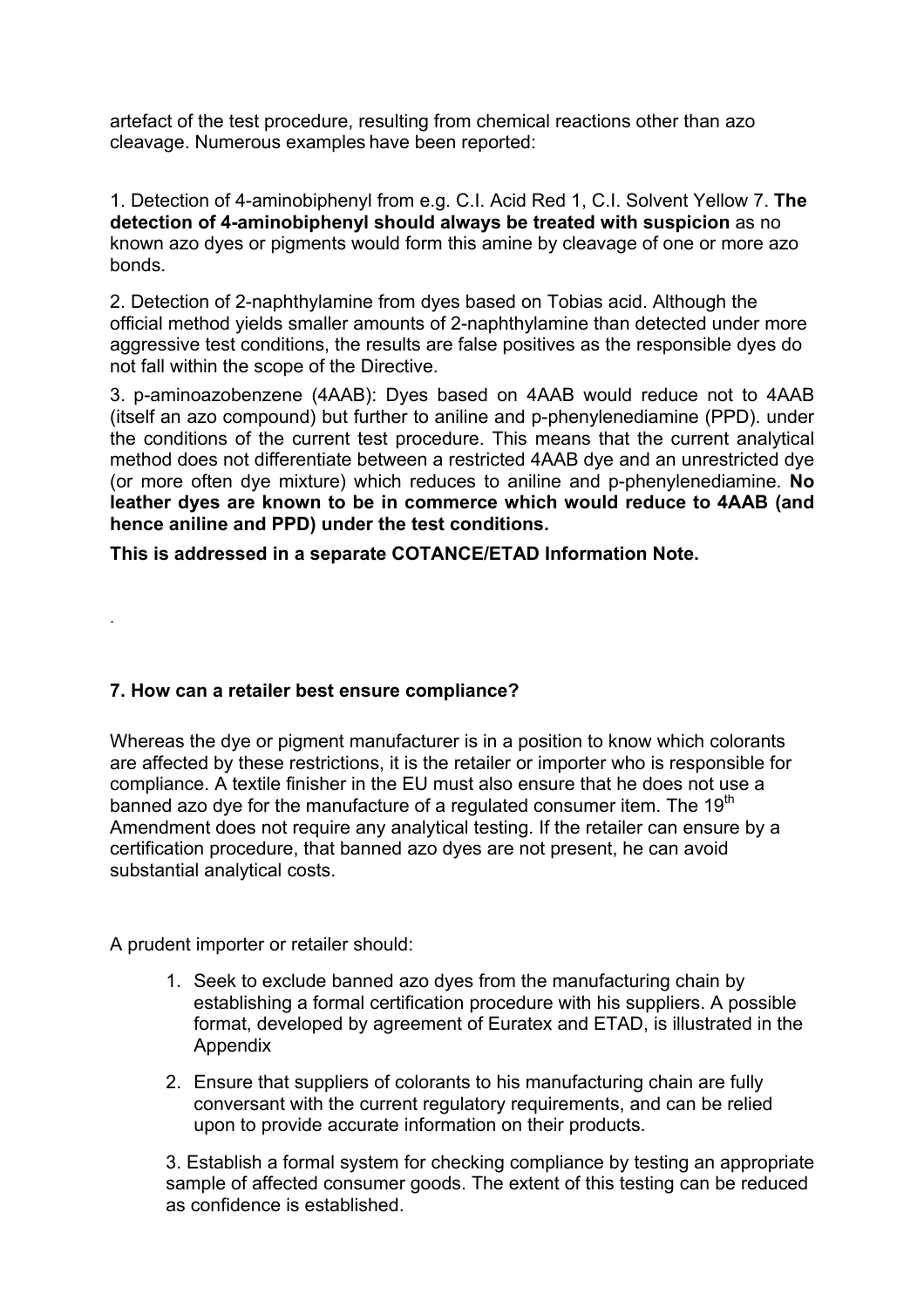artefact of the test procedure, resulting from chemical reactions other than azo cleavage. Numerous examples have been reported:

1. Detection of 4-aminobiphenyl from e.g. C.I. Acid Red 1, C.I. Solvent Yellow 7. **The detection of 4-aminobiphenyl should always be treated with suspicion** as no known azo dyes or pigments would form this amine by cleavage of one or more azo bonds.

2. Detection of 2-naphthylamine from dyes based on Tobias acid. Although the official method yields smaller amounts of 2-naphthylamine than detected under more aggressive test conditions, the results are false positives as the responsible dyes do not fall within the scope of the Directive.

3. p-aminoazobenzene (4AAB): Dyes based on 4AAB would reduce not to 4AAB (itself an azo compound) but further to aniline and p-phenylenediamine (PPD). under the conditions of the current test procedure. This means that the current analytical method does not differentiate between a restricted 4AAB dye and an unrestricted dye (or more often dye mixture) which reduces to aniline and p-phenylenediamine. **No leather dyes are known to be in commerce which would reduce to 4AAB (and hence aniline and PPD) under the test conditions.**

**This is addressed in a separate COTANCE/ETAD Information Note.**

.

### 7. How can a retailer best ensure compliance?

Whereas the dye or pigment manufacturer is in a position to know which colorants are affected by these restrictions, it is the retailer or importer who is responsible for compliance. A textile finisher in the EU must also ensure that he does not use a banned azo dye for the manufacture of a regulated consumer item. The 19th Amendment does not require any analytical testing. If the retailer can ensure by a certification procedure, that banned azo dyes are not present, he can avoid substantial analytical costs.

A prudent importer or retailer should:

1. Seek to exclude banned azo dyes from the manufacturing chain by establishing a formal certification procedure with his suppliers. A possible format, developed by agreement of Euratex and ETAD, is illustrated in the Appendix

2. Ensure that suppliers of colorants to his manufacturing chain are fully conversant with the current regulatory requirements, and can be relied upon to provide accurate information on their products.

3. Establish a formal system for checking compliance by testing an appropriate sample of affected consumer goods. The extent of this testing can be reduced as confidence is established.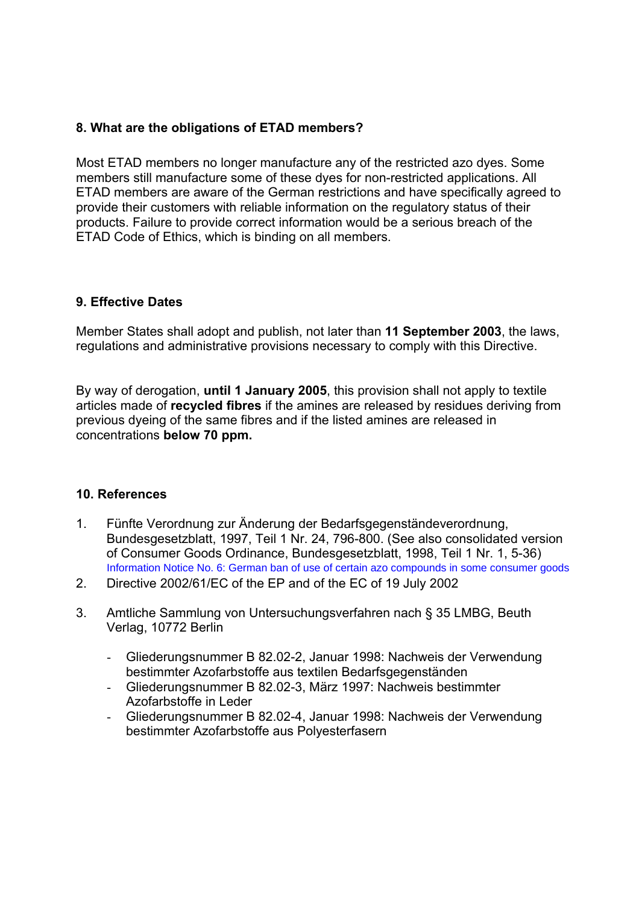## 8. What are the obligations of ETAD members?

Most ETAD members no longer manufacture any of the restricted azo dyes. Some members still manufacture some of these dyes for non-restricted applications. All ETAD members are aware of the German restrictions and have specifically agreed to provide their customers with reliable information on the regulatory status of their products. Failure to provide correct information would be a serious breach of the ETAD Code of Ethics, which is binding on all members.

## 9. Effective Dates

Member States shall adopt and publish, not later than **11 September 2003**, the laws, regulations and administrative provisions necessary to comply with this Directive.

By way of derogation, **until 1 January 2005**, this provision shall not apply to textile articles made of **recycled fibres** if the amines are released by residues deriving from previous dyeing of the same fibres and if the listed amines are released in concentrations **below 70 ppm.**

## 10. References

1. Fünfte Verordnung zur Änderung der Bedarfsgegenständeverordnung, Bundesgesetzblatt, 1997, Teil 1 Nr. 24, 796-800. (See also consolidated version of Consumer Goods Ordinance, Bundesgesetzblatt, 1998, Teil 1 Nr. 1, 5-36)
   Information Notice No. 6: German ban of use of certain azo compounds in some consumer goods
2. Directive 2002/61/EC of the EP and of the EC of 19 July 2002
3. Amtliche Sammlung von Untersuchungsverfahren nach § 35 LMBG, Beuth Verlag, 10772 Berlin
   - Gliederungsnummer B 82.02-2, Januar 1998: Nachweis der Verwendung bestimmter Azofarbstoffe aus textilen Bedarfsgegenständen
   - Gliederungsnummer B 82.02-3, März 1997: Nachweis bestimmter Azofarbstoffe in Leder
   - Gliederungsnummer B 82.02-4, Januar 1998: Nachweis der Verwendung bestimmter Azofarbstoffe aus Polyesterfasern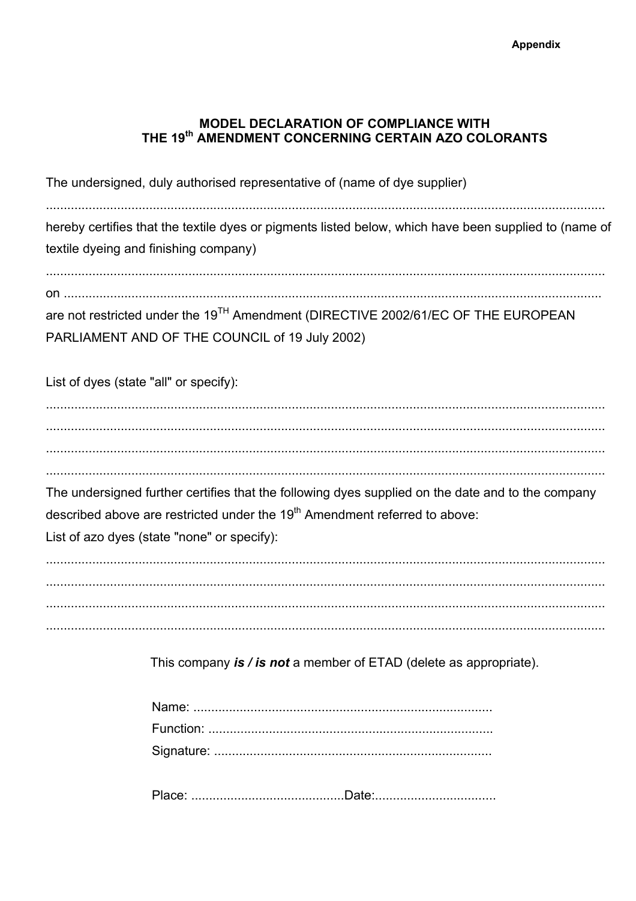Appendix

## MODEL DECLARATION OF COMPLIANCE WITH THE 19th AMENDMENT CONCERNING CERTAIN AZO COLORANTS

The undersigned, duly authorised representative of (name of dye supplier)

.............................................................................................................................................

hereby certifies that the textile dyes or pigments listed below, which have been supplied to (name of textile dyeing and finishing company)

.............................................................................................................................................

on ......................................................................................................................................

are not restricted under the 19TH Amendment (DIRECTIVE 2002/61/EC OF THE EUROPEAN PARLIAMENT AND OF THE COUNCIL of 19 July 2002)

List of dyes (state "all" or specify):

.............................................................................................................................................

.............................................................................................................................................

.............................................................................................................................................

.............................................................................................................................................

The undersigned further certifies that the following dyes supplied on the date and to the company described above are restricted under the 19th Amendment referred to above:

List of azo dyes (state "none" or specify):

.............................................................................................................................................

.............................................................................................................................................

.............................................................................................................................................

.............................................................................................................................................

This company ***is / is not*** a member of ETAD (delete as appropriate).

Name: ...................................................................................

Function: ...............................................................................

Signature: .............................................................................

Place: ..........................................Date:..................................